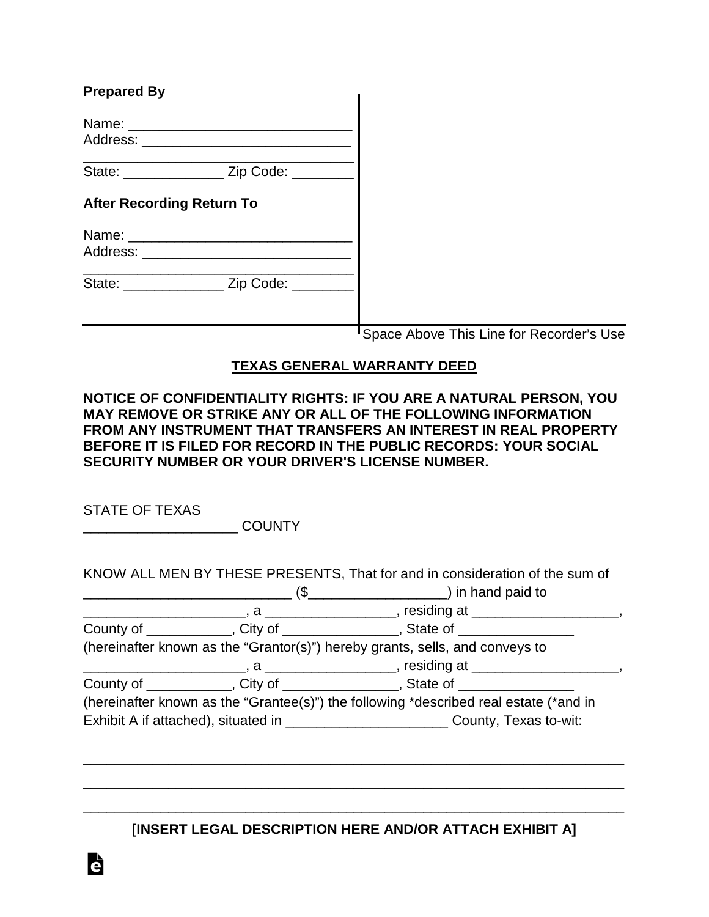**Prepared By**

Name: ______________________________
Address: ____________________________
____________________________________
State: ______________ Zip Code: ________

**After Recording Return To**

Name: ______________________________
Address: ____________________________
____________________________________
State: ______________ Zip Code: ________

Space Above This Line for Recorder's Use

## TEXAS GENERAL WARRANTY DEED

**NOTICE OF CONFIDENTIALITY RIGHTS: IF YOU ARE A NATURAL PERSON, YOU MAY REMOVE OR STRIKE ANY OR ALL OF THE FOLLOWING INFORMATION FROM ANY INSTRUMENT THAT TRANSFERS AN INTEREST IN REAL PROPERTY BEFORE IT IS FILED FOR RECORD IN THE PUBLIC RECORDS: YOUR SOCIAL SECURITY NUMBER OR YOUR DRIVER'S LICENSE NUMBER.**

STATE OF TEXAS
____________________ COUNTY

KNOW ALL MEN BY THESE PRESENTS, That for and in consideration of the sum of ____________________________ ($__________________) in hand paid to ______________________, a _________________, residing at ____________________, County of ___________, City of _______________, State of _______________ (hereinafter known as the "Grantor(s)") hereby grants, sells, and conveys to ______________________, a _________________, residing at ____________________, County of ___________, City of _______________, State of _______________ (hereinafter known as the "Grantee(s)") the following *described real estate (*and in Exhibit A if attached), situated in ______________________ County, Texas to-wit:

______________________________________________________________________

______________________________________________________________________

______________________________________________________________________

**[INSERT LEGAL DESCRIPTION HERE AND/OR ATTACH EXHIBIT A]**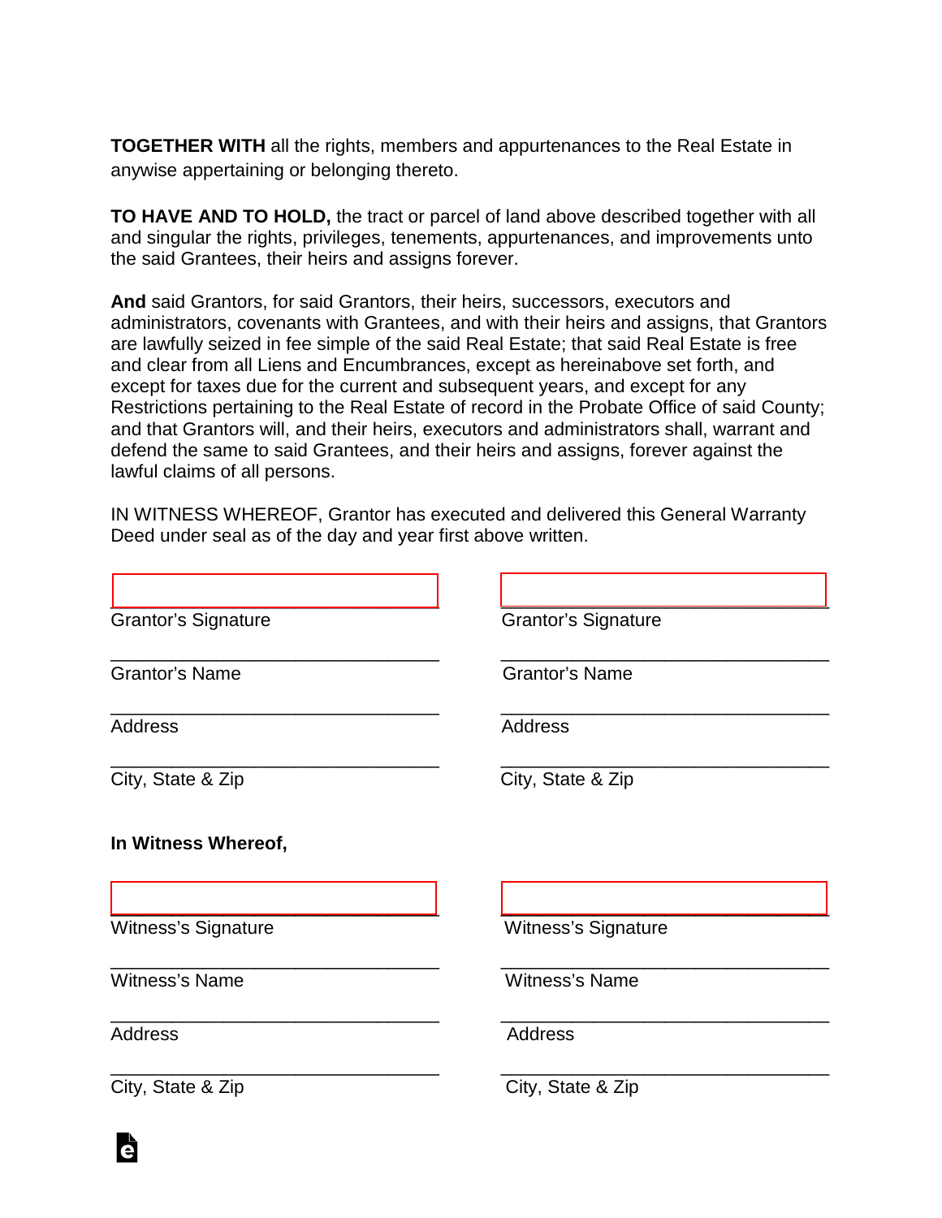**TOGETHER WITH** all the rights, members and appurtenances to the Real Estate in anywise appertaining or belonging thereto.

**TO HAVE AND TO HOLD,** the tract or parcel of land above described together with all and singular the rights, privileges, tenements, appurtenances, and improvements unto the said Grantees, their heirs and assigns forever.

**And** said Grantors, for said Grantors, their heirs, successors, executors and administrators, covenants with Grantees, and with their heirs and assigns, that Grantors are lawfully seized in fee simple of the said Real Estate; that said Real Estate is free and clear from all Liens and Encumbrances, except as hereinabove set forth, and except for taxes due for the current and subsequent years, and except for any Restrictions pertaining to the Real Estate of record in the Probate Office of said County; and that Grantors will, and their heirs, executors and administrators shall, warrant and defend the same to said Grantees, and their heirs and assigns, forever against the lawful claims of all persons.

IN WITNESS WHEREOF, Grantor has executed and delivered this General Warranty Deed under seal as of the day and year first above written.

\_\_\_\_\_\_\_\_\_\_\_\_\_\_\_\_\_\_\_\_\_\_\_\_\_\_\_\_\_\_\_\_\_\_
Grantor's Signature

\_\_\_\_\_\_\_\_\_\_\_\_\_\_\_\_\_\_\_\_\_\_\_\_\_\_\_\_\_\_\_\_\_\_
Grantor's Name

\_\_\_\_\_\_\_\_\_\_\_\_\_\_\_\_\_\_\_\_\_\_\_\_\_\_\_\_\_\_\_\_\_\_
Address

\_\_\_\_\_\_\_\_\_\_\_\_\_\_\_\_\_\_\_\_\_\_\_\_\_\_\_\_\_\_\_\_\_\_
City, State & Zip

\_\_\_\_\_\_\_\_\_\_\_\_\_\_\_\_\_\_\_\_\_\_\_\_\_\_\_\_\_\_\_\_\_\_
Grantor's Signature

\_\_\_\_\_\_\_\_\_\_\_\_\_\_\_\_\_\_\_\_\_\_\_\_\_\_\_\_\_\_\_\_\_\_
Grantor's Name

\_\_\_\_\_\_\_\_\_\_\_\_\_\_\_\_\_\_\_\_\_\_\_\_\_\_\_\_\_\_\_\_\_\_
Address

\_\_\_\_\_\_\_\_\_\_\_\_\_\_\_\_\_\_\_\_\_\_\_\_\_\_\_\_\_\_\_\_\_\_
City, State & Zip

**In Witness Whereof,**

\_\_\_\_\_\_\_\_\_\_\_\_\_\_\_\_\_\_\_\_\_\_\_\_\_\_\_\_\_\_\_\_\_\_
Witness's Signature

\_\_\_\_\_\_\_\_\_\_\_\_\_\_\_\_\_\_\_\_\_\_\_\_\_\_\_\_\_\_\_\_\_\_
Witness's Name

\_\_\_\_\_\_\_\_\_\_\_\_\_\_\_\_\_\_\_\_\_\_\_\_\_\_\_\_\_\_\_\_\_\_
Address

\_\_\_\_\_\_\_\_\_\_\_\_\_\_\_\_\_\_\_\_\_\_\_\_\_\_\_\_\_\_\_\_\_\_
City, State & Zip

\_\_\_\_\_\_\_\_\_\_\_\_\_\_\_\_\_\_\_\_\_\_\_\_\_\_\_\_\_\_\_\_\_\_
Witness's Signature

\_\_\_\_\_\_\_\_\_\_\_\_\_\_\_\_\_\_\_\_\_\_\_\_\_\_\_\_\_\_\_\_\_\_
Witness's Name

\_\_\_\_\_\_\_\_\_\_\_\_\_\_\_\_\_\_\_\_\_\_\_\_\_\_\_\_\_\_\_\_\_\_
Address

\_\_\_\_\_\_\_\_\_\_\_\_\_\_\_\_\_\_\_\_\_\_\_\_\_\_\_\_\_\_\_\_\_\_
City, State & Zip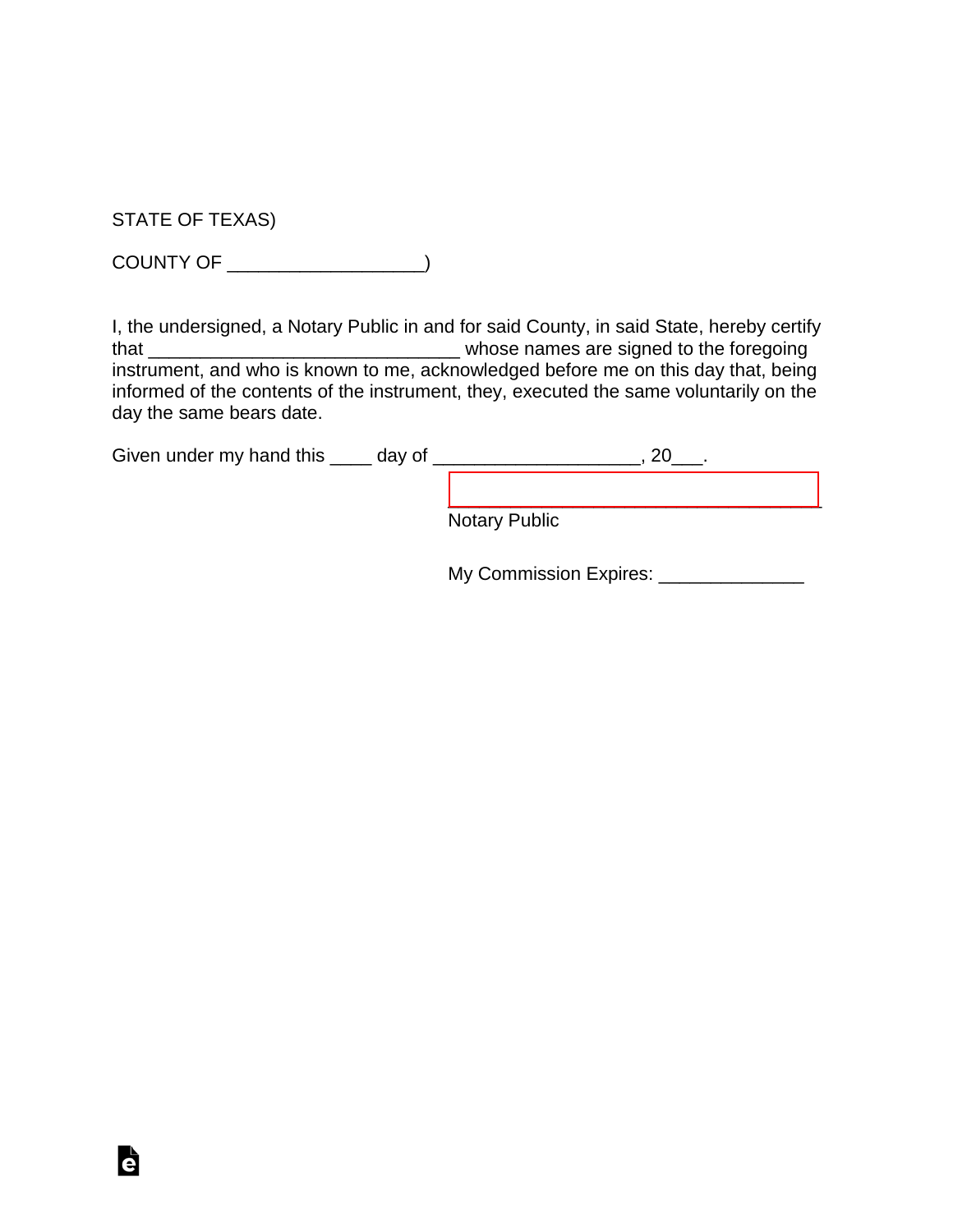STATE OF TEXAS)

COUNTY OF ___________________)

I, the undersigned, a Notary Public in and for said County, in said State, hereby certify that ______________________________ whose names are signed to the foregoing instrument, and who is known to me, acknowledged before me on this day that, being informed of the contents of the instrument, they, executed the same voluntarily on the day the same bears date.

Given under my hand this ____ day of ____________________, 20___.

____________________________________
Notary Public

My Commission Expires: ______________